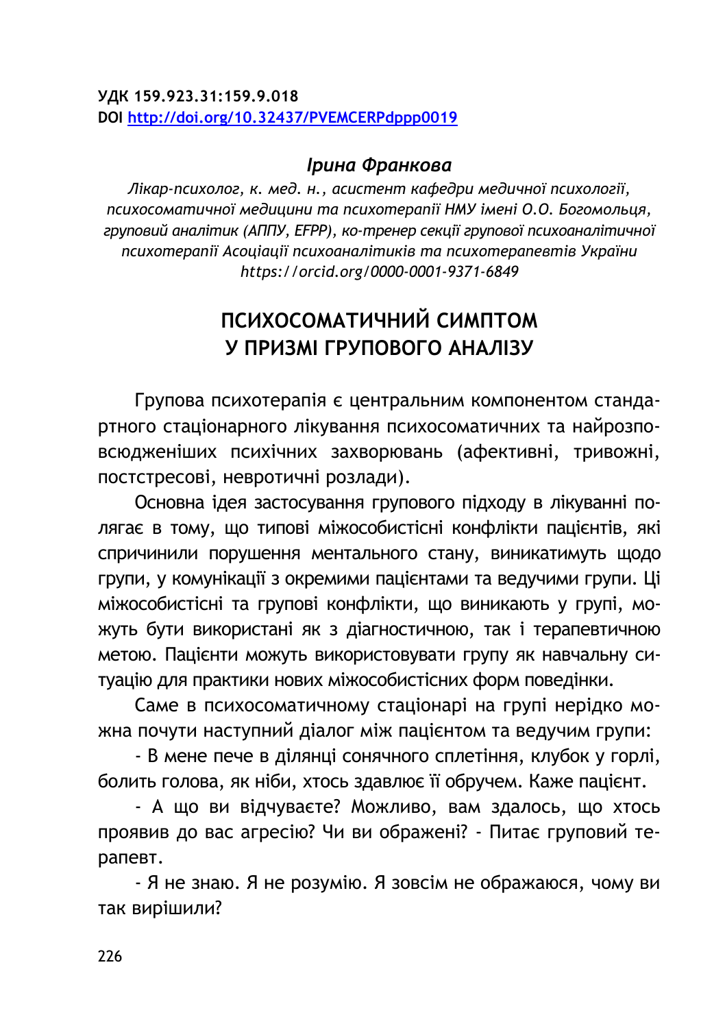**УДК 159.923.31:159.9.018**
**DOI http://doi.org/10.32437/PVEMCERPdppp0019**

***Ірина Франкова***

*Лікар-психолог, к. мед. н., асистент кафедри медичної психології, психосоматичної медицини та психотерапії НМУ імені О.О. Богомольця, груповий аналітик (АППУ, EFPP), ко-тренер секції групової психоаналітичної психотерапії Асоціації психоаналітиків та психотерапевтів України https://orcid.org/0000-0001-9371-6849*

# ПСИХОСОМАТИЧНИЙ СИМПТОМ У ПРИЗМІ ГРУПОВОГО АНАЛІЗУ

Групова психотерапія є центральним компонентом стандартного стаціонарного лікування психосоматичних та найрозповсюдженіших психічних захворювань (афективні, тривожні, постстресові, невротичні розлади).

Основна ідея застосування групового підходу в лікуванні полягає в тому, що типові міжособистісні конфлікти пацієнтів, які спричинили порушення ментального стану, виникатимуть щодо групи, у комунікації з окремими пацієнтами та ведучими групи. Ці міжособистісні та групові конфлікти, що виникають у групі, можуть бути використані як з діагностичною, так і терапевтичною метою. Пацієнти можуть використовувати групу як навчальну ситуацію для практики нових міжособистісних форм поведінки.

Саме в психосоматичному стаціонарі на групі нерідко можна почути наступний діалог між пацієнтом та ведучим групи:

- В мене пече в ділянці сонячного сплетіння, клубок у горлі, болить голова, як ніби, хтось здавлює її обручем. Каже пацієнт.

- А що ви відчуваєте? Можливо, вам здалось, що хтось проявив до вас агресію? Чи ви ображені? - Питає груповий терапевт.

- Я не знаю. Я не розумію. Я зовсім не ображаюся, чому ви так вирішили?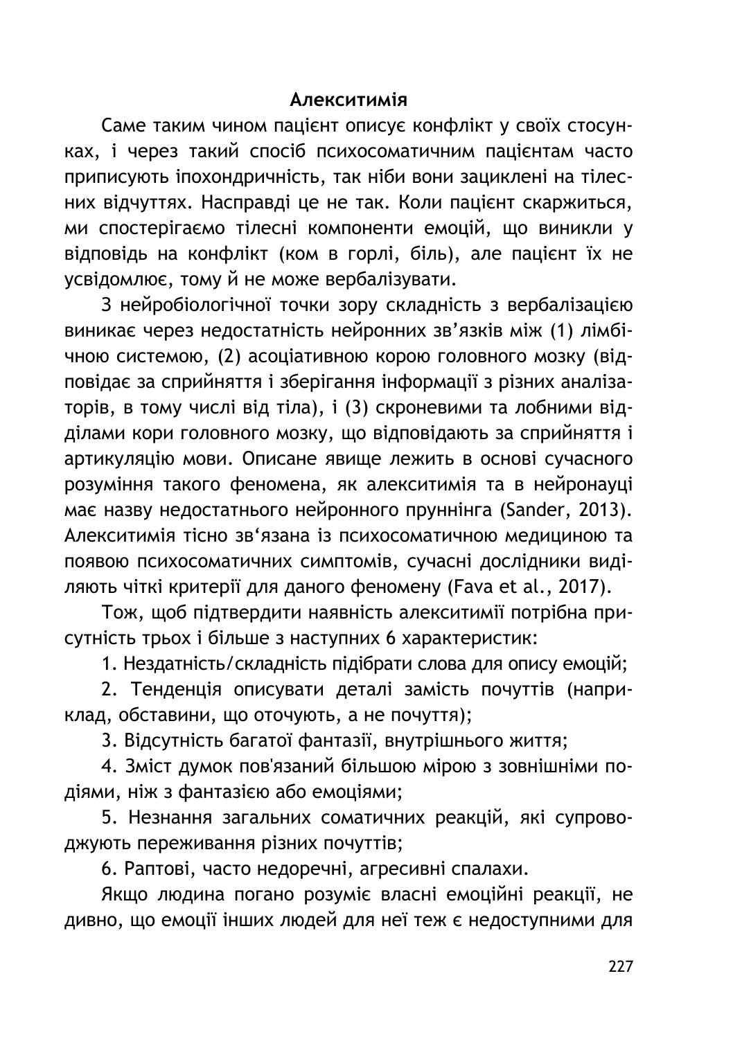### Алекситимія

Саме таким чином пацієнт описує конфлікт у своїх стосунках, і через такий спосіб психосоматичним пацієнтам часто приписують іпохондричність, так ніби вони зациклені на тілесних відчуттях. Насправді це не так. Коли пацієнт скаржиться, ми спостерігаємо тілесні компоненти емоцій, що виникли у відповідь на конфлікт (ком в горлі, біль), але пацієнт їх не усвідомлює, тому й не може вербалізувати.

З нейробіологічної точки зору складність з вербалізацією виникає через недостатність нейронних зв'язків між (1) лімбічною системою, (2) асоціативною корою головного мозку (відповідає за сприйняття і зберігання інформації з різних аналізаторів, в тому числі від тіла), і (3) скроневими та лобними відділами кори головного мозку, що відповідають за сприйняття і артикуляцію мови. Описане явище лежить в основі сучасного розуміння такого феномена, як алекситимія та в нейронауці має назву недостатнього нейронного пруннінга (Sander, 2013). Алекситимія тісно зв'язана із психосоматичною медициною та появою психосоматичних симптомів, сучасні дослідники виділяють чіткі критерії для даного феномену (Fava et al., 2017).

Тож, щоб підтвердити наявність алекситимії потрібна присутність трьох і більше з наступних 6 характеристик:

1. Нездатність/складність підібрати слова для опису емоцій;
2. Тенденція описувати деталі замість почуттів (наприклад, обставини, що оточують, а не почуття);
3. Відсутність багатої фантазії, внутрішнього життя;
4. Зміст думок пов'язаний більшою мірою з зовнішніми подіями, ніж з фантазією або емоціями;
5. Незнання загальних соматичних реакцій, які супроводжують переживання різних почуттів;
6. Раптові, часто недоречні, агресивні спалахи.

Якщо людина погано розуміє власні емоційні реакції, не дивно, що емоції інших людей для неї теж є недоступними для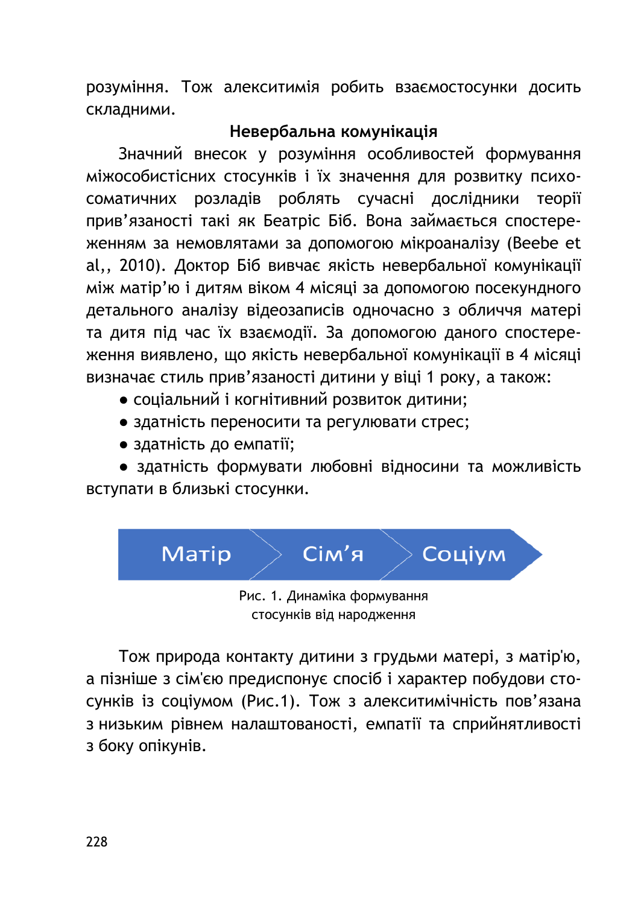розуміння. Тож алекситимія робить взаємостосунки досить складними.

### Невербальна комунікація

Значний внесок у розуміння особливостей формування міжособистісних стосунків і їх значення для розвитку психосоматичних розладів роблять сучасні дослідники теорії прив'язаності такі як Беатріс Біб. Вона займається спостереженням за немовлятами за допомогою мікроаналізу (Beebe et al,, 2010). Доктор Біб вивчає якість невербальної комунікації між матір'ю і дитям віком 4 місяці за допомогою посекундного детального аналізу відеозаписів одночасно з обличчя матері та дитя під час їх взаємодії. За допомогою даного спостереження виявлено, що якість невербальної комунікації в 4 місяці визначає стиль прив'язаності дитини у віці 1 року, а також:

- соціальний і когнітивний розвиток дитини;
- здатність переносити та регулювати стрес;
- здатність до емпатії;
- здатність формувати любовні відносини та можливість вступати в близькі стосунки.

Матір → Сім'я → Соціум

Рис. 1. Динаміка формування стосунків від народження

Тож природа контакту дитини з грудьми матері, з матір'ю, а пізніше з сім'єю предиспонує спосіб і характер побудови стосунків із соціумом (Рис.1). Тож з алекситимічність пов'язана з низьким рівнем налаштованості, емпатії та сприйнятливості з боку опікунів.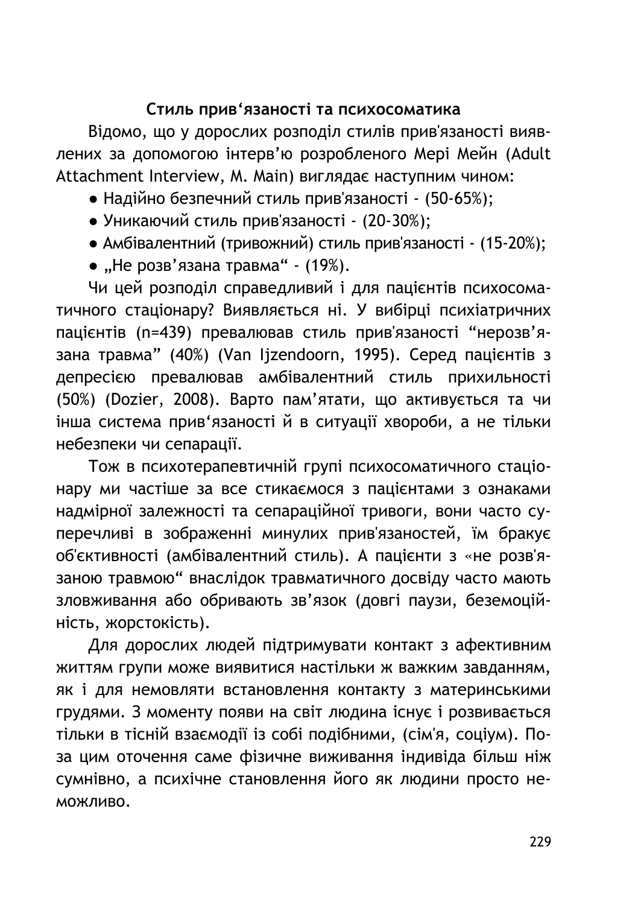### Стиль прив'язаності та психосоматика

Відомо, що у дорослих розподіл стилів прив'язаності виявлених за допомогою інтерв'ю розробленого Мері Мейн (Adult Attachment Interview, M. Main) виглядає наступним чином:

- Надійно безпечний стиль прив'язаності - (50-65%);
- Уникаючий стиль прив'язаності - (20-30%);
- Амбівалентний (тривожний) стиль прив'язаності - (15-20%);
- „Не розв'язана травма" - (19%).

Чи цей розподіл справедливий і для пацієнтів психосоматичного стаціонару? Виявляється ні. У вибірці психіатричних пацієнтів (n=439) превалював стиль прив'язаності "нерозв'язана травма" (40%) (Van Ijzendoorn, 1995). Серед пацієнтів з депресією превалював амбівалентний стиль прихильності (50%) (Dozier, 2008). Варто пам'ятати, що активується та чи інша система прив'язаності й в ситуації хвороби, а не тільки небезпеки чи сепарації.

Тож в психотерапевтичній групі психосоматичного стаціонару ми частіше за все стикаємося з пацієнтами з ознаками надмірної залежності та сепараційної тривоги, вони часто суперечливі в зображенні минулих прив'язаностей, їм бракує об'єктивності (амбівалентний стиль). А пацієнти з «не розв'язаною травмою" внаслідок травматичного досвіду часто мають зловживання або обривають зв'язок (довгі паузи, беземоційність, жорстокість).

Для дорослих людей підтримувати контакт з афективним життям групи може виявитися настільки ж важким завданням, як і для немовляти встановлення контакту з материнськими грудями. З моменту появи на світ людина існує і розвивається тільки в тісній взаємодії із собі подібними, (сім'я, соціум). Поза цим оточення саме фізичне виживання індивіда більш ніж сумнівно, а психічне становлення його як людини просто неможливо.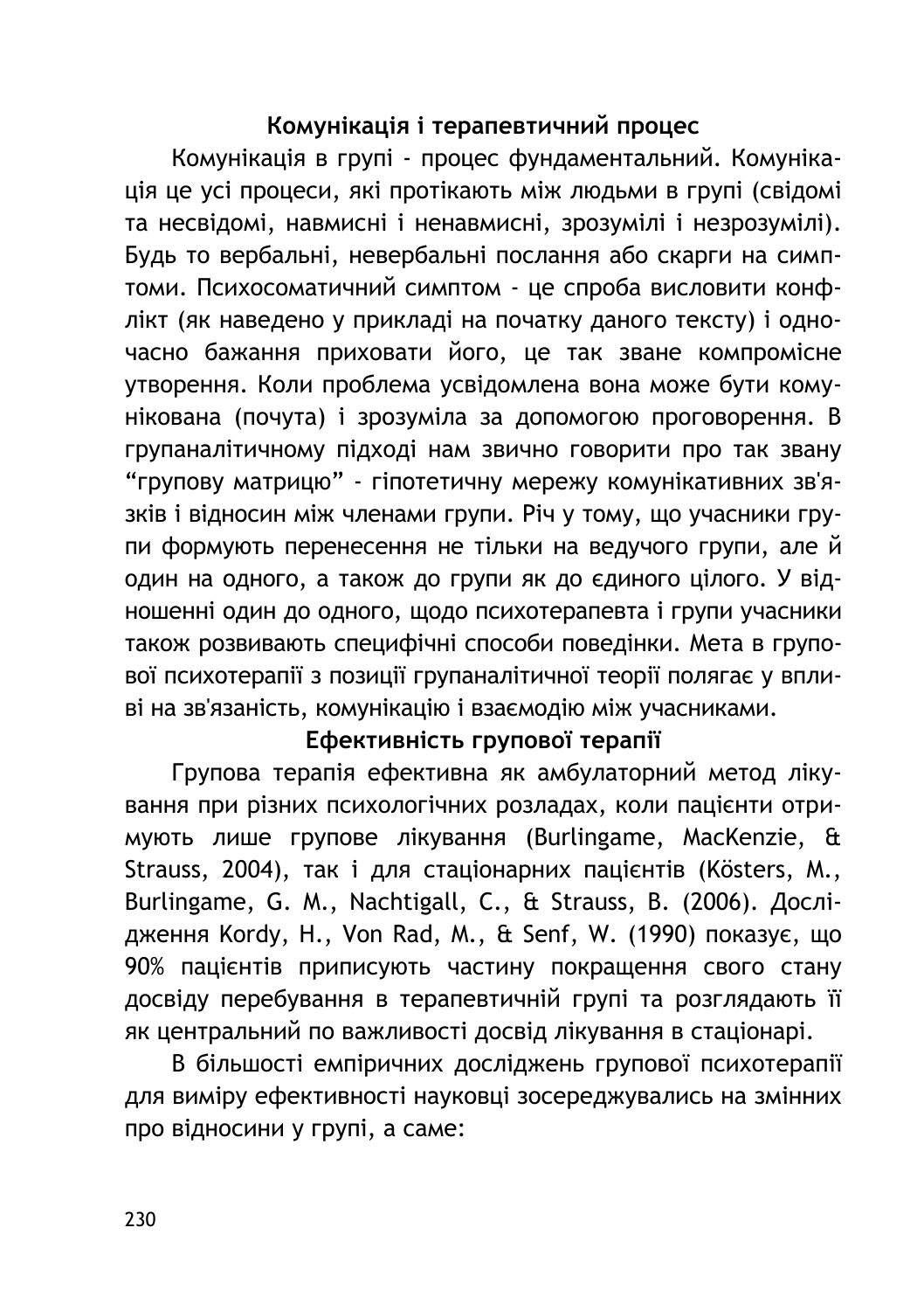## Комунікація і терапевтичний процес

Комунікація в групі - процес фундаментальний. Комунікація це усі процеси, які протікають між людьми в групі (свідомі та несвідомі, навмисні і ненавмисні, зрозумілі і незрозумілі). Будь то вербальні, невербальні послання або скарги на симптоми. Психосоматичний симптом - це спроба висловити конфлікт (як наведено у прикладі на початку даного тексту) і одночасно бажання приховати його, це так зване компромісне утворення. Коли проблема усвідомлена вона може бути комунікована (почута) і зрозуміла за допомогою проговорення. В групаналітичному підході нам звично говорити про так звану "групову матрицю" - гіпотетичну мережу комунікативних зв'язків і відносин між членами групи. Річ у тому, що учасники групи формують перенесення не тільки на ведучого групи, але й один на одного, а також до групи як до єдиного цілого. У відношенні один до одного, щодо психотерапевта і групи учасники також розвивають специфічні способи поведінки. Мета в групової психотерапії з позиції групаналітичної теорії полягає у впливі на зв'язаність, комунікацію і взаємодію між учасниками.

## Ефективність групової терапії

Групова терапія ефективна як амбулаторний метод лікування при різних психологічних розладах, коли пацієнти отримують лише групове лікування (Burlingame, MacKenzie, & Strauss, 2004), так і для стаціонарних пацієнтів (Kösters, M., Burlingame, G. M., Nachtigall, C., & Strauss, B. (2006). Дослідження Kordy, H., Von Rad, M., & Senf, W. (1990) показує, що 90% пацієнтів приписують частину покращення свого стану досвіду перебування в терапевтичній групі та розглядають її як центральний по важливості досвід лікування в стаціонарі.

В більшості емпіричних досліджень групової психотерапії для виміру ефективності науковці зосереджувались на змінних про відносини у групі, а саме: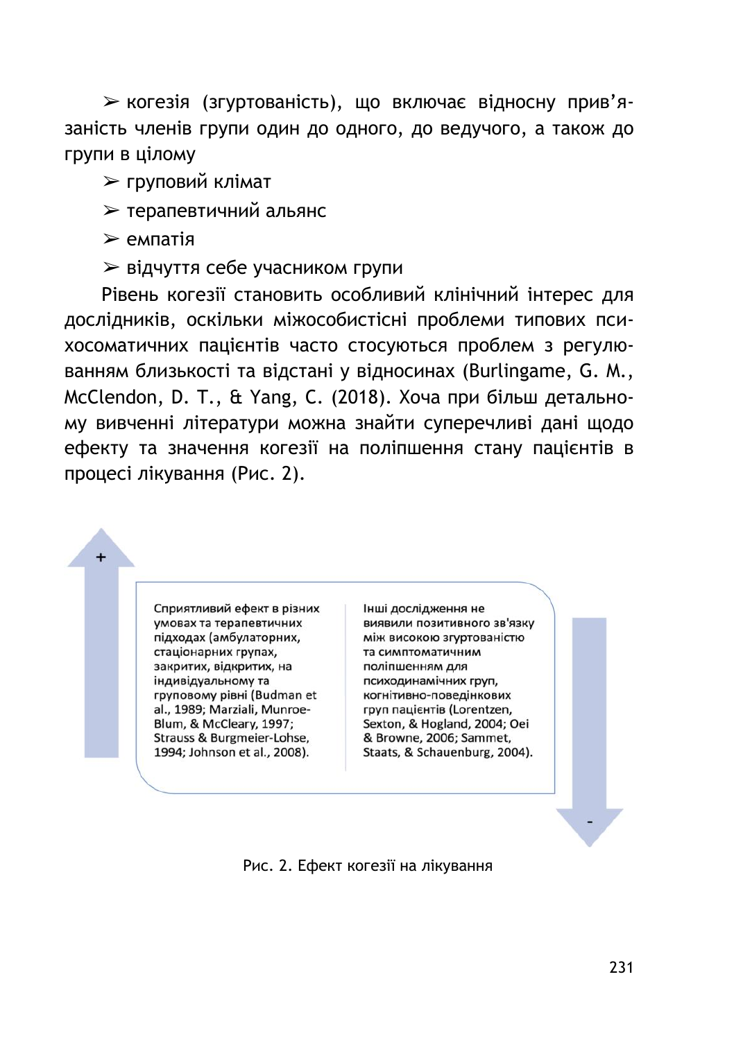- когезія (згуртованість), що включає відносну прив'язаність членів групи один до одного, до ведучого, а також до групи в цілому
- груповий клімат
- терапевтичний альянс
- емпатія
- відчуття себе учасником групи

Рівень когезії становить особливий клінічний інтерес для дослідників, оскільки міжособистісні проблеми типових психосоматичних пацієнтів часто стосуються проблем з регулюванням близькості та відстані у відносинах (Burlingame, G. M., McClendon, D. T., & Yang, C. (2018). Хоча при більш детальному вивченні літератури можна знайти суперечливі дані щодо ефекту та значення когезії на поліпшення стану пацієнтів в процесі лікування (Рис. 2).

+

Сприятливий ефект в різних умовах та терапевтичних підходах (амбулаторних, стаціонарних групах, закритих, відкритих, на індивідуальному та груповому рівні (Budman et al., 1989; Marziali, Munroe-Blum, & McCleary, 1997; Strauss & Burgmeier-Lohse, 1994; Johnson et al., 2008).

Інші дослідження не виявили позитивного зв'язку між високою згуртованістю та симптоматичним поліпшенням для психодинамічних груп, когнітивно-поведінкових груп пацієнтів (Lorentzen, Sexton, & Hogland, 2004; Oei & Browne, 2006; Sammet, Staats, & Schauenburg, 2004).

-

Рис. 2. Ефект когезії на лікування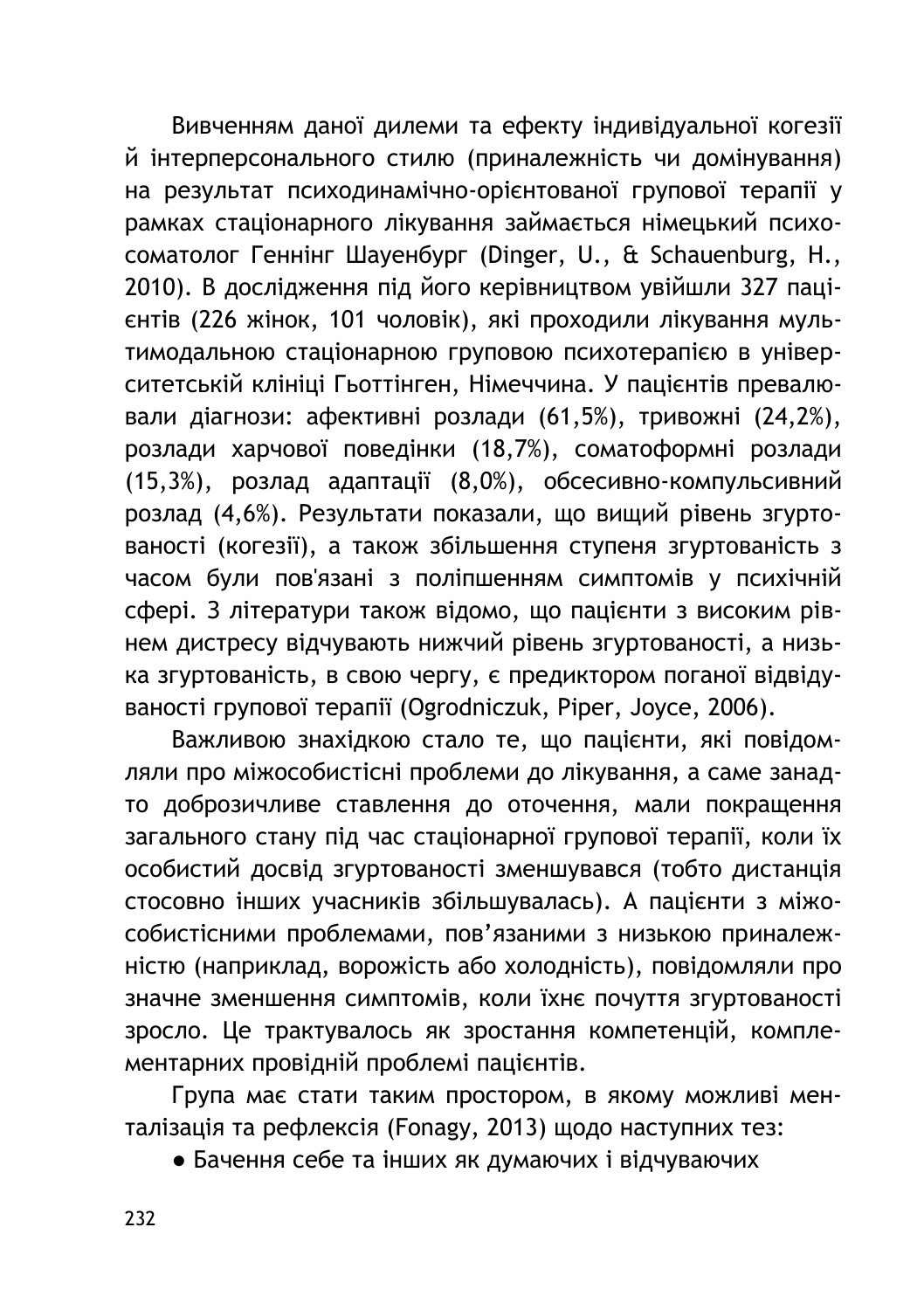Вивченням даної дилеми та ефекту індивідуальної когезії й інтерперсонального стилю (приналежність чи домінування) на результат психодинамічно-орієнтованої групової терапії у рамках стаціонарного лікування займається німецький психосоматолог Геннінг Шауенбург (Dinger, U., & Schauenburg, H., 2010). В дослідження під його керівництвом увійшли 327 пацієнтів (226 жінок, 101 чоловік), які проходили лікування мультимодальною стаціонарною груповою психотерапією в університетській клініці Гьоттінген, Німеччина. У пацієнтів превалювали діагнози: афективні розлади (61,5%), тривожні (24,2%), розлади харчової поведінки (18,7%), соматоформні розлади (15,3%), розлад адаптації (8,0%), обсесивно-компульсивний розлад (4,6%). Результати показали, що вищий рівень згуртованості (когезії), а також збільшення ступеня згуртованість з часом були пов'язані з поліпшенням симптомів у психічній сфері. З літератури також відомо, що пацієнти з високим рівнем дистресу відчувають нижчий рівень згуртованості, а низька згуртованість, в свою чергу, є предиктором поганої відвідуваності групової терапії (Ogrodniczuk, Piper, Joyce, 2006).

Важливою знахідкою стало те, що пацієнти, які повідомляли про міжособистісні проблеми до лікування, а саме занадто доброзичливе ставлення до оточення, мали покращення загального стану під час стаціонарної групової терапії, коли їх особистий досвід згуртованості зменшувався (тобто дистанція стосовно інших учасників збільшувалась). А пацієнти з міжособистісними проблемами, пов'язаними з низькою приналежністю (наприклад, ворожість або холодність), повідомляли про значне зменшення симптомів, коли їхнє почуття згуртованості зросло. Це трактувалось як зростання компетенцій, комплементарних провідній проблемі пацієнтів.

Група має стати таким простором, в якому можливі менталізація та рефлексія (Fonagy, 2013) щодо наступних тез:

- Бачення себе та інших як думаючих і відчуваючих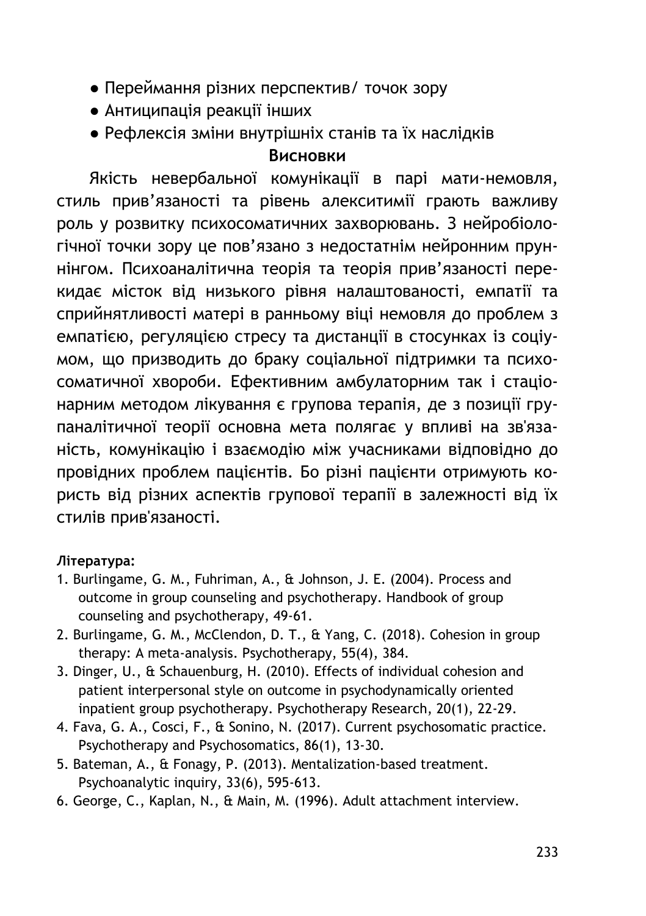- Переймання різних перспектив/ точок зору
- Антиципація реакції інших
- Рефлексія зміни внутрішніх станів та їх наслідків

## Висновки

Якість невербальної комунікації в парі мати-немовля, стиль прив'язаності та рівень алекситимії грають важливу роль у розвитку психосоматичних захворювань. З нейробіологічної точки зору це пов'язано з недостатнім нейронним прунінгом. Психоаналітична теорія та теорія прив'язаності перекидає місток від низького рівня налаштованості, емпатії та сприйнятливості матері в ранньому віці немовля до проблем з емпатією, регуляцією стресу та дистанції в стосунках із соціумом, що призводить до браку соціальної підтримки та психосоматичної хвороби. Ефективним амбулаторним так і стаціонарним методом лікування є групова терапія, де з позиції групаналітичної теорії основна мета полягає у впливі на зв'язаність, комунікацію і взаємодію між учасниками відповідно до провідних проблем пацієнтів. Бо різні пацієнти отримують користь від різних аспектів групової терапії в залежності від їх стилів прив'язаності.

**Література:**

1. Burlingame, G. M., Fuhriman, A., & Johnson, J. E. (2004). Process and outcome in group counseling and psychotherapy. Handbook of group counseling and psychotherapy, 49-61.
2. Burlingame, G. M., McClendon, D. T., & Yang, C. (2018). Cohesion in group therapy: A meta-analysis. Psychotherapy, 55(4), 384.
3. Dinger, U., & Schauenburg, H. (2010). Effects of individual cohesion and patient interpersonal style on outcome in psychodynamically oriented inpatient group psychotherapy. Psychotherapy Research, 20(1), 22-29.
4. Fava, G. A., Cosci, F., & Sonino, N. (2017). Current psychosomatic practice. Psychotherapy and Psychosomatics, 86(1), 13-30.
5. Bateman, A., & Fonagy, P. (2013). Mentalization-based treatment. Psychoanalytic inquiry, 33(6), 595-613.
6. George, C., Kaplan, N., & Main, M. (1996). Adult attachment interview.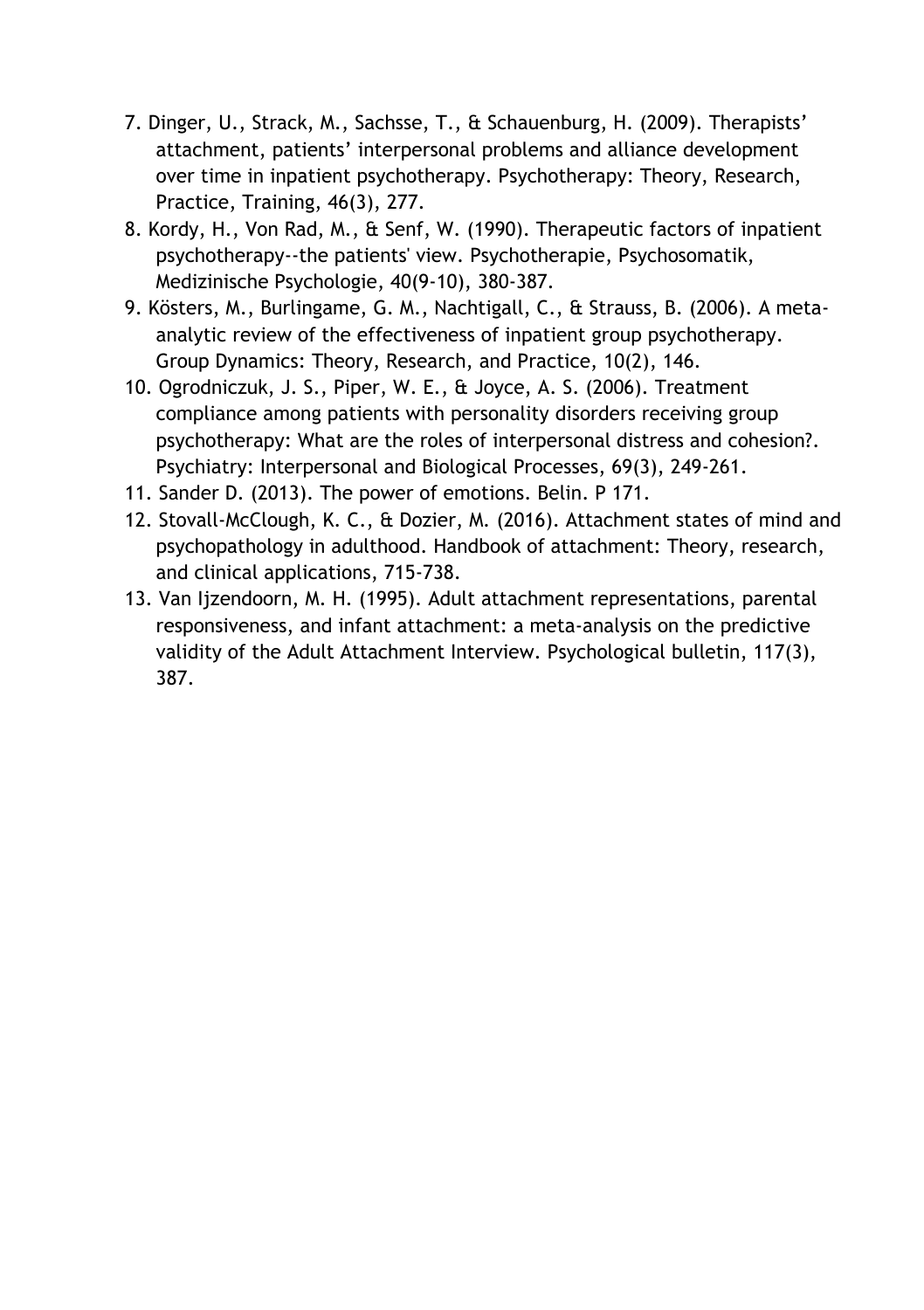7. Dinger, U., Strack, M., Sachsse, T., & Schauenburg, H. (2009). Therapists' attachment, patients' interpersonal problems and alliance development over time in inpatient psychotherapy. Psychotherapy: Theory, Research, Practice, Training, 46(3), 277.
8. Kordy, H., Von Rad, M., & Senf, W. (1990). Therapeutic factors of inpatient psychotherapy--the patients' view. Psychotherapie, Psychosomatik, Medizinische Psychologie, 40(9-10), 380-387.
9. Kösters, M., Burlingame, G. M., Nachtigall, C., & Strauss, B. (2006). A meta-analytic review of the effectiveness of inpatient group psychotherapy. Group Dynamics: Theory, Research, and Practice, 10(2), 146.
10. Ogrodniczuk, J. S., Piper, W. E., & Joyce, A. S. (2006). Treatment compliance among patients with personality disorders receiving group psychotherapy: What are the roles of interpersonal distress and cohesion?. Psychiatry: Interpersonal and Biological Processes, 69(3), 249-261.
11. Sander D. (2013). The power of emotions. Belin. P 171.
12. Stovall-McClough, K. C., & Dozier, M. (2016). Attachment states of mind and psychopathology in adulthood. Handbook of attachment: Theory, research, and clinical applications, 715-738.
13. Van Ijzendoorn, M. H. (1995). Adult attachment representations, parental responsiveness, and infant attachment: a meta-analysis on the predictive validity of the Adult Attachment Interview. Psychological bulletin, 117(3), 387.